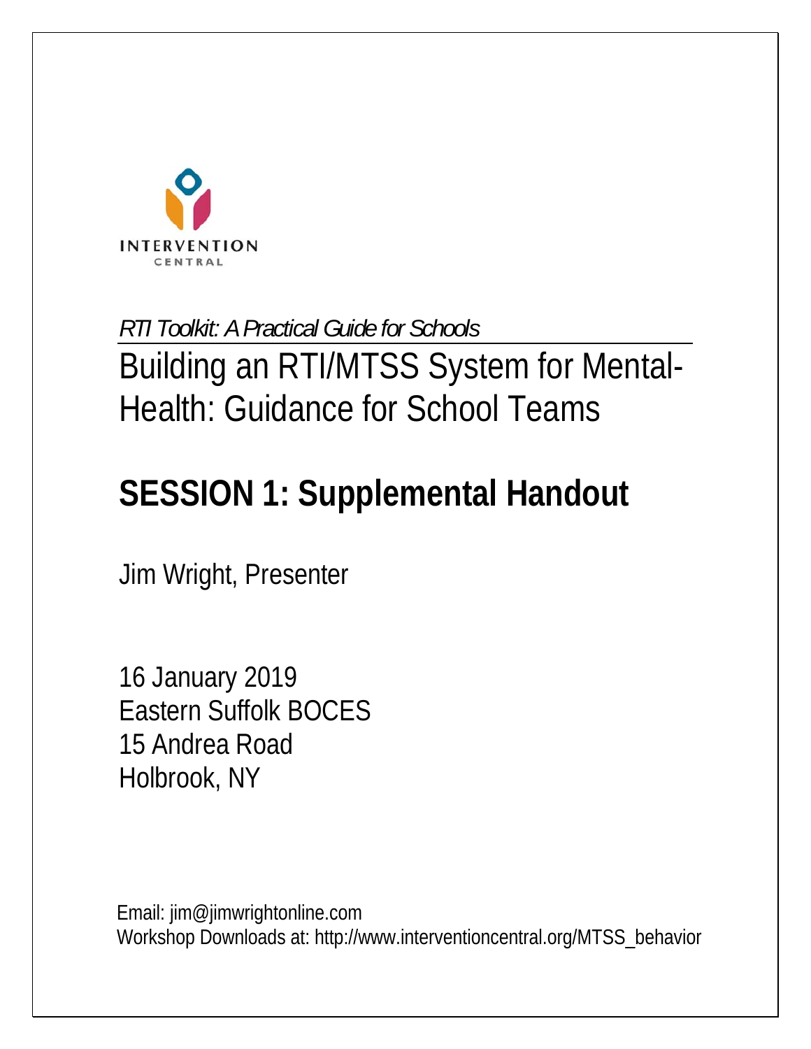INTERVENTION
CENTRAL

*RTI Toolkit: A Practical Guide for Schools*

# Building an RTI/MTSS System for Mental-Health: Guidance for School Teams

## SESSION 1: Supplemental Handout

Jim Wright, Presenter

16 January 2019
Eastern Suffolk BOCES
15 Andrea Road
Holbrook, NY

Email: jim@jimwrightonline.com
Workshop Downloads at: http://www.interventioncentral.org/MTSS_behavior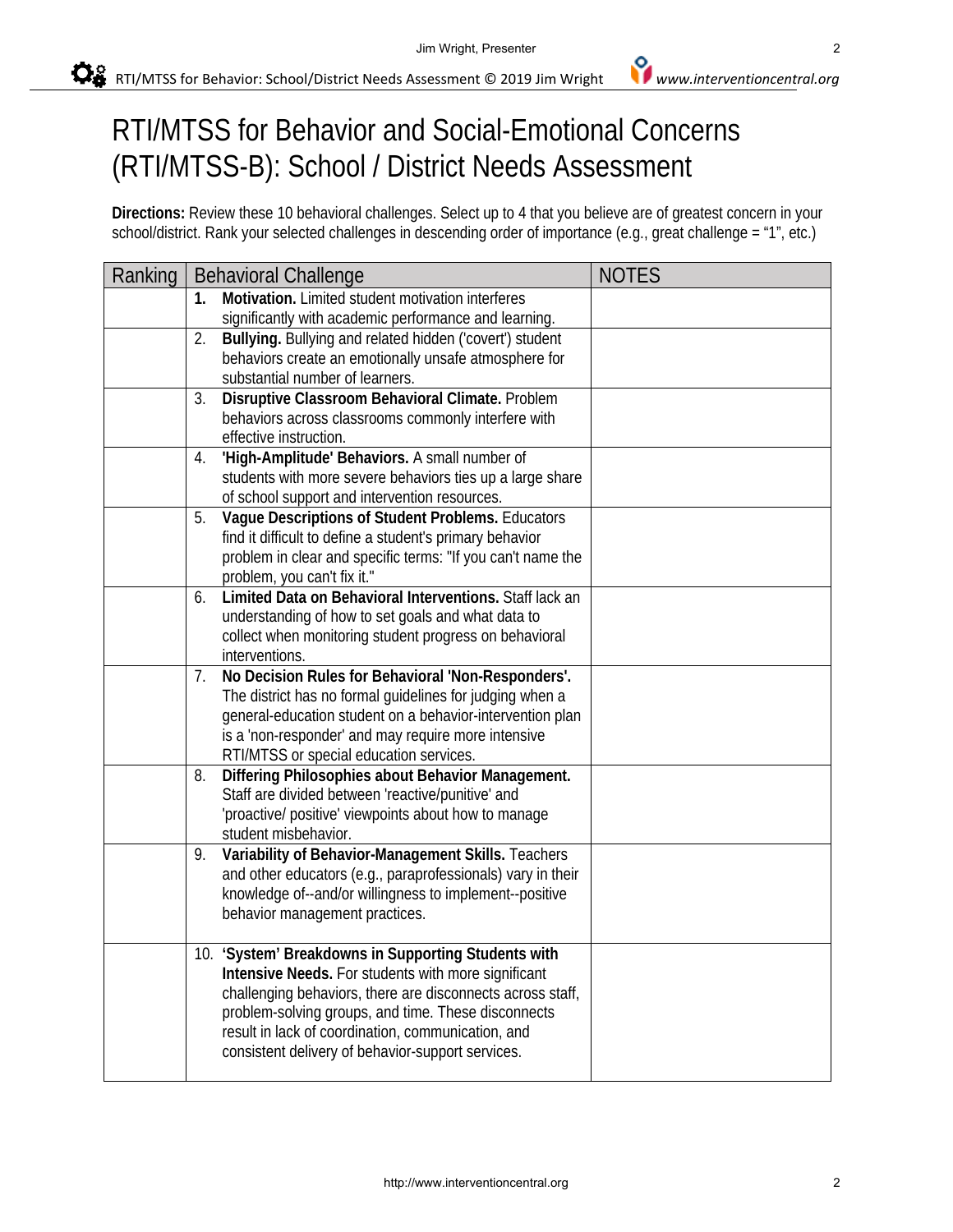# RTI/MTSS for Behavior and Social-Emotional Concerns (RTI/MTSS-B): School / District Needs Assessment

**Directions:** Review these 10 behavioral challenges. Select up to 4 that you believe are of greatest concern in your school/district. Rank your selected challenges in descending order of importance (e.g., great challenge = "1", etc.)

| Ranking | Behavioral Challenge | NOTES |
|---|---|---|
| | **1. Motivation.** Limited student motivation interferes significantly with academic performance and learning. | |
| | 2. **Bullying.** Bullying and related hidden ('covert') student behaviors create an emotionally unsafe atmosphere for substantial number of learners. | |
| | 3. **Disruptive Classroom Behavioral Climate.** Problem behaviors across classrooms commonly interfere with effective instruction. | |
| | 4. **'High-Amplitude' Behaviors.** A small number of students with more severe behaviors ties up a large share of school support and intervention resources. | |
| | 5. **Vague Descriptions of Student Problems.** Educators find it difficult to define a student's primary behavior problem in clear and specific terms: "If you can't name the problem, you can't fix it." | |
| | 6. **Limited Data on Behavioral Interventions.** Staff lack an understanding of how to set goals and what data to collect when monitoring student progress on behavioral interventions. | |
| | 7. **No Decision Rules for Behavioral 'Non-Responders'.** The district has no formal guidelines for judging when a general-education student on a behavior-intervention plan is a 'non-responder' and may require more intensive RTI/MTSS or special education services. | |
| | 8. **Differing Philosophies about Behavior Management.** Staff are divided between 'reactive/punitive' and 'proactive/ positive' viewpoints about how to manage student misbehavior. | |
| | 9. **Variability of Behavior-Management Skills.** Teachers and other educators (e.g., paraprofessionals) vary in their knowledge of--and/or willingness to implement--positive behavior management practices. | |
| | 10. **'System' Breakdowns in Supporting Students with Intensive Needs.** For students with more significant challenging behaviors, there are disconnects across staff, problem-solving groups, and time. These disconnects result in lack of coordination, communication, and consistent delivery of behavior-support services. | |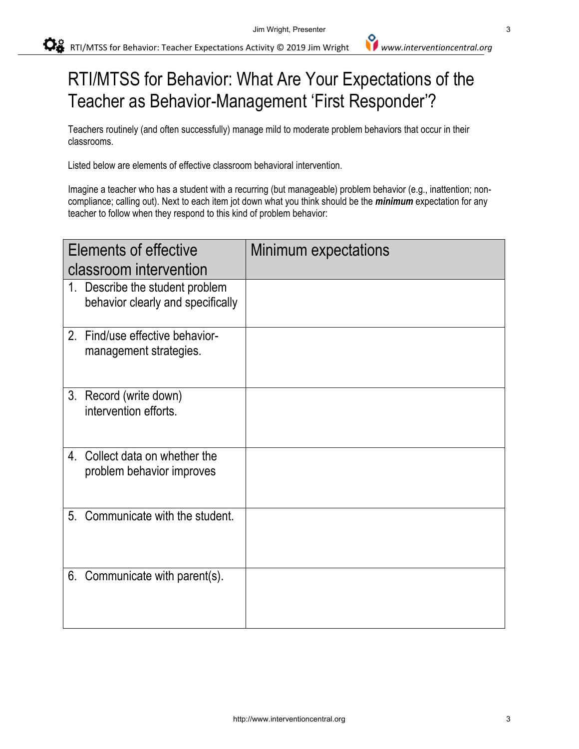# RTI/MTSS for Behavior: What Are Your Expectations of the Teacher as Behavior-Management 'First Responder'?

Teachers routinely (and often successfully) manage mild to moderate problem behaviors that occur in their classrooms.

Listed below are elements of effective classroom behavioral intervention.

Imagine a teacher who has a student with a recurring (but manageable) problem behavior (e.g., inattention; non-compliance; calling out). Next to each item jot down what you think should be the ***minimum*** expectation for any teacher to follow when they respond to this kind of problem behavior:

| Elements of effective classroom intervention | Minimum expectations |
|---|---|
| 1. Describe the student problem behavior clearly and specifically | |
| 2. Find/use effective behavior-management strategies. | |
| 3. Record (write down) intervention efforts. | |
| 4. Collect data on whether the problem behavior improves | |
| 5. Communicate with the student. | |
| 6. Communicate with parent(s). | |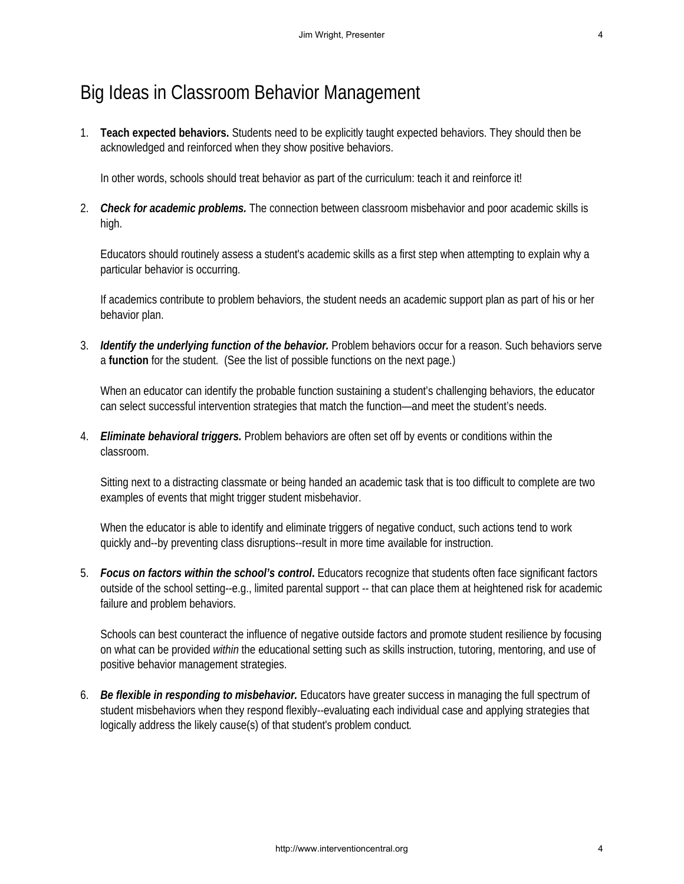# Big Ideas in Classroom Behavior Management

1. **Teach expected behaviors.** Students need to be explicitly taught expected behaviors. They should then be acknowledged and reinforced when they show positive behaviors.

   In other words, schools should treat behavior as part of the curriculum: teach it and reinforce it!

2. ***Check for academic problems.*** The connection between classroom misbehavior and poor academic skills is high.

   Educators should routinely assess a student's academic skills as a first step when attempting to explain why a particular behavior is occurring.

   If academics contribute to problem behaviors, the student needs an academic support plan as part of his or her behavior plan.

3. ***Identify the underlying function of the behavior.*** Problem behaviors occur for a reason. Such behaviors serve a **function** for the student. (See the list of possible functions on the next page.)

   When an educator can identify the probable function sustaining a student's challenging behaviors, the educator can select successful intervention strategies that match the function—and meet the student's needs.

4. ***Eliminate behavioral triggers.*** Problem behaviors are often set off by events or conditions within the classroom.

   Sitting next to a distracting classmate or being handed an academic task that is too difficult to complete are two examples of events that might trigger student misbehavior.

   When the educator is able to identify and eliminate triggers of negative conduct, such actions tend to work quickly and--by preventing class disruptions--result in more time available for instruction.

5. ***Focus on factors within the school's control*****.** Educators recognize that students often face significant factors outside of the school setting--e.g., limited parental support -- that can place them at heightened risk for academic failure and problem behaviors.

   Schools can best counteract the influence of negative outside factors and promote student resilience by focusing on what can be provided *within* the educational setting such as skills instruction, tutoring, mentoring, and use of positive behavior management strategies.

6. ***Be flexible in responding to misbehavior.*** Educators have greater success in managing the full spectrum of student misbehaviors when they respond flexibly--evaluating each individual case and applying strategies that logically address the likely cause(s) of that student's problem conduct.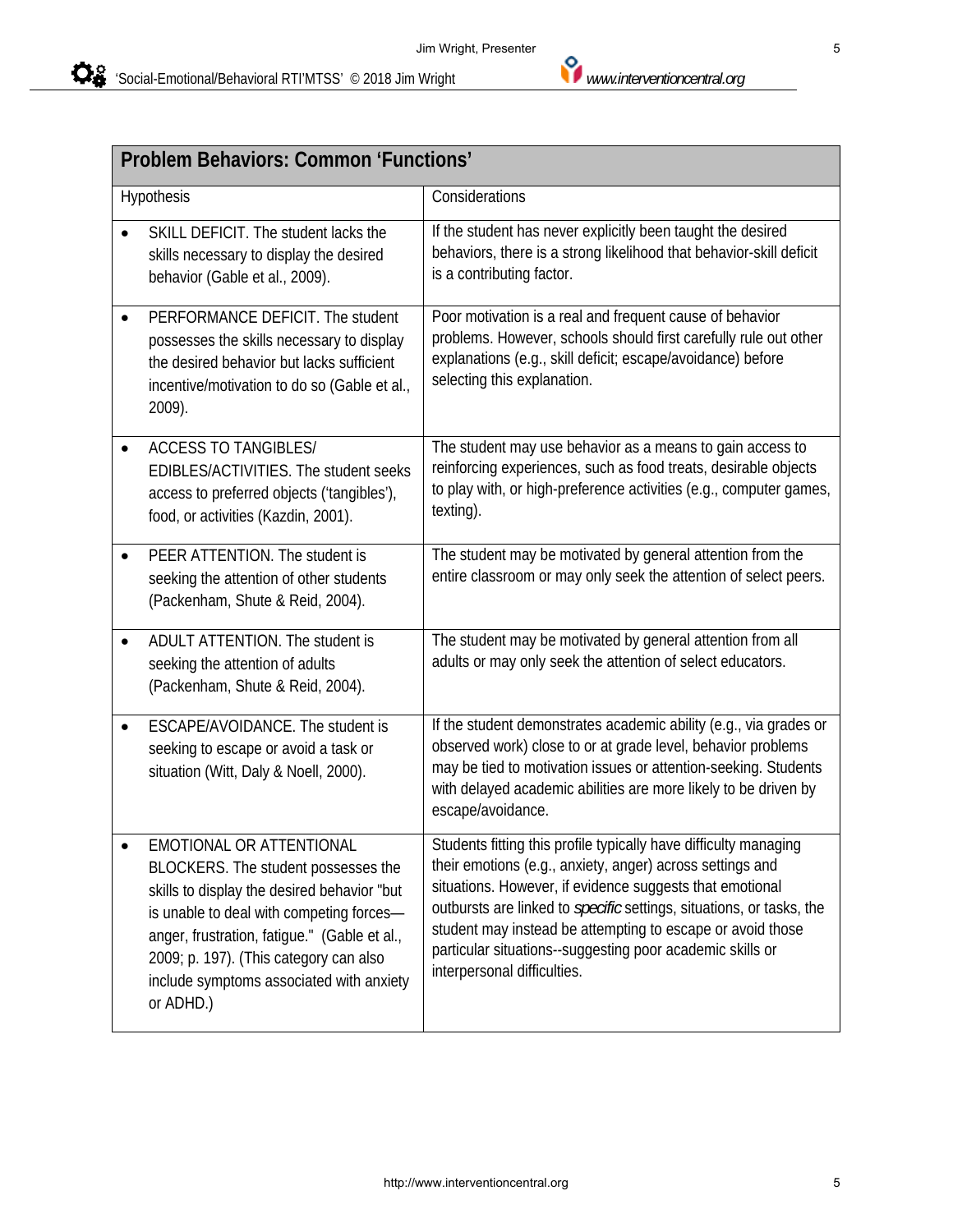| Problem Behaviors: Common ‘Functions’ | |
|---|---|
| Hypothesis | Considerations |
| • SKILL DEFICIT. The student lacks the skills necessary to display the desired behavior (Gable et al., 2009). | If the student has never explicitly been taught the desired behaviors, there is a strong likelihood that behavior-skill deficit is a contributing factor. |
| • PERFORMANCE DEFICIT. The student possesses the skills necessary to display the desired behavior but lacks sufficient incentive/motivation to do so (Gable et al., 2009). | Poor motivation is a real and frequent cause of behavior problems. However, schools should first carefully rule out other explanations (e.g., skill deficit; escape/avoidance) before selecting this explanation. |
| • ACCESS TO TANGIBLES/ EDIBLES/ACTIVITIES. The student seeks access to preferred objects (‘tangibles’), food, or activities (Kazdin, 2001). | The student may use behavior as a means to gain access to reinforcing experiences, such as food treats, desirable objects to play with, or high-preference activities (e.g., computer games, texting). |
| • PEER ATTENTION. The student is seeking the attention of other students (Packenham, Shute & Reid, 2004). | The student may be motivated by general attention from the entire classroom or may only seek the attention of select peers. |
| • ADULT ATTENTION. The student is seeking the attention of adults (Packenham, Shute & Reid, 2004). | The student may be motivated by general attention from all adults or may only seek the attention of select educators. |
| • ESCAPE/AVOIDANCE. The student is seeking to escape or avoid a task or situation (Witt, Daly & Noell, 2000). | If the student demonstrates academic ability (e.g., via grades or observed work) close to or at grade level, behavior problems may be tied to motivation issues or attention-seeking. Students with delayed academic abilities are more likely to be driven by escape/avoidance. |
| • EMOTIONAL OR ATTENTIONAL BLOCKERS. The student possesses the skills to display the desired behavior "but is unable to deal with competing forces—anger, frustration, fatigue." (Gable et al., 2009; p. 197). (This category can also include symptoms associated with anxiety or ADHD.) | Students fitting this profile typically have difficulty managing their emotions (e.g., anxiety, anger) across settings and situations. However, if evidence suggests that emotional outbursts are linked to *specific* settings, situations, or tasks, the student may instead be attempting to escape or avoid those particular situations--suggesting poor academic skills or interpersonal difficulties. |